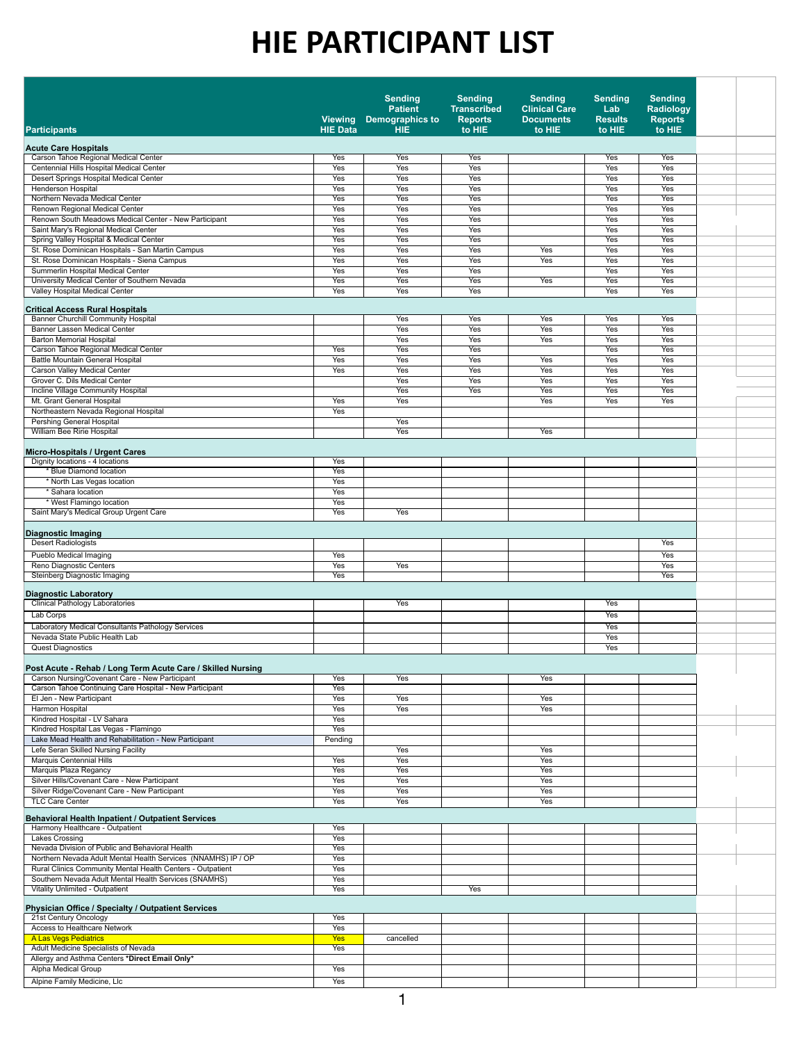# HIE PARTICIPANT LIST

| Participants | Viewing HIE Data | Sending Patient Demographics to HIE | Sending Transcribed Reports to HIE | Sending Clinical Care Documents to HIE | Sending Lab Results to HIE | Sending Radiology Reports to HIE |
|---|---|---|---|---|---|---|
| **Acute Care Hospitals** | | | | | | |
| Carson Tahoe Regional Medical Center | Yes | Yes | Yes | | Yes | Yes |
| Centennial Hills Hospital Medical Center | Yes | Yes | Yes | | Yes | Yes |
| Desert Springs Hospital Medical Center | Yes | Yes | Yes | | Yes | Yes |
| Henderson Hospital | Yes | Yes | Yes | | Yes | Yes |
| Northern Nevada Medical Center | Yes | Yes | Yes | | Yes | Yes |
| Renown Regional Medical Center | Yes | Yes | Yes | | Yes | Yes |
| Renown South Meadows Medical Center - New Participant | Yes | Yes | Yes | | Yes | Yes |
| Saint Mary's Regional Medical Center | Yes | Yes | Yes | | Yes | Yes |
| Spring Valley Hospital & Medical Center | Yes | Yes | Yes | | Yes | Yes |
| St. Rose Dominican Hospitals - San Martin Campus | Yes | Yes | Yes | Yes | Yes | Yes |
| St. Rose Dominican Hospitals - Siena Campus | Yes | Yes | Yes | Yes | Yes | Yes |
| Summerlin Hospital Medical Center | Yes | Yes | Yes | | Yes | Yes |
| University Medical Center of Southern Nevada | Yes | Yes | Yes | Yes | Yes | Yes |
| Valley Hospital Medical Center | Yes | Yes | Yes | | Yes | Yes |
| **Critical Access Rural Hospitals** | | | | | | |
| Banner Churchill Community Hospital | | Yes | Yes | Yes | Yes | Yes |
| Banner Lassen Medical Center | | Yes | Yes | Yes | Yes | Yes |
| Barton Memorial Hospital | | Yes | Yes | Yes | Yes | Yes |
| Carson Tahoe Regional Medical Center | Yes | Yes | Yes | | Yes | Yes |
| Battle Mountain General Hospital | Yes | Yes | Yes | Yes | Yes | Yes |
| Carson Valley Medical Center | Yes | Yes | Yes | Yes | Yes | Yes |
| Grover C. Dils Medical Center | | Yes | Yes | Yes | Yes | Yes |
| Incline Village Community Hospital | | Yes | Yes | Yes | Yes | Yes |
| Mt. Grant General Hospital | Yes | Yes | | Yes | Yes | Yes |
| Northeastern Nevada Regional Hospital | Yes | | | | | |
| Pershing General Hospital | | Yes | | | | |
| William Bee Ririe Hospital | | Yes | | Yes | | |
| **Micro-Hospitals / Urgent Cares** | | | | | | |
| Dignity locations - 4 locations | Yes | | | | | |
| * Blue Diamond location | Yes | | | | | |
| * North Las Vegas location | Yes | | | | | |
| * Sahara location | Yes | | | | | |
| * West Flamingo location | Yes | | | | | |
| Saint Mary's Medical Group Urgent Care | Yes | Yes | | | | |
| **Diagnostic Imaging** | | | | | | |
| Desert Radiologists | | | | | | Yes |
| Pueblo Medical Imaging | Yes | | | | | Yes |
| Reno Diagnostic Centers | Yes | Yes | | | | Yes |
| Steinberg Diagnostic Imaging | Yes | | | | | Yes |
| **Diagnostic Laboratory** | | | | | | |
| Clinical Pathology Laboratories | | Yes | | | Yes | |
| Lab Corps | | | | | Yes | |
| Laboratory Medical Consultants Pathology Services | | | | | Yes | |
| Nevada State Public Health Lab | | | | | Yes | |
| Quest Diagnostics | | | | | Yes | |
| **Post Acute - Rehab / Long Term Acute Care / Skilled Nursing** | | | | | | |
| Carson Nursing/Covenant Care - New Participant | Yes | Yes | | Yes | | |
| Carson Tahoe Continuing Care Hospital - New Participant | Yes | | | | | |
| El Jen - New Participant | Yes | Yes | | Yes | | |
| Harmon Hospital | Yes | Yes | | Yes | | |
| Kindred Hospital - LV Sahara | Yes | | | | | |
| Kindred Hospital Las Vegas - Flamingo | Yes | | | | | |
| Lake Mead Health and Rehabilitation - New Participant | Pending | | | | | |
| Lefe Seran Skilled Nursing Facility | | Yes | | Yes | | |
| Marquis Centennial Hills | Yes | Yes | | Yes | | |
| Marquis Plaza Regancy | Yes | Yes | | Yes | | |
| Silver Hills/Covenant Care - New Participant | Yes | Yes | | Yes | | |
| Silver Ridge/Covenant Care - New Participant | Yes | Yes | | Yes | | |
| TLC Care Center | Yes | Yes | | Yes | | |
| **Behavioral Health Inpatient / Outpatient Services** | | | | | | |
| Harmony Healthcare - Outpatient | Yes | | | | | |
| Lakes Crossing | Yes | | | | | |
| Nevada Division of Public and Behavioral Health | Yes | | | | | |
| Northern Nevada Adult Mental Health Services (NNAMHS) IP / OP | Yes | | | | | |
| Rural Clinics Community Mental Health Centers - Outpatient | Yes | | | | | |
| Southern Nevada Adult Mental Health Services (SNAMHS) | Yes | | | | | |
| Vitality Unlimited - Outpatient | Yes | | Yes | | | |
| **Physician Office / Specialty / Outpatient Services** | | | | | | |
| 21st Century Oncology | Yes | | | | | |
| Access to Healthcare Network | Yes | | | | | |
| A Las Vegs Pediatrics | Yes | cancelled | | | | |
| Adult Medicine Specialists of Nevada | Yes | | | | | |
| Allergy and Asthma Centers **Direct Email Only*** | | | | | | |
| Alpha Medical Group | Yes | | | | | |
| Alpine Family Medicine, Llc | Yes | | | | | |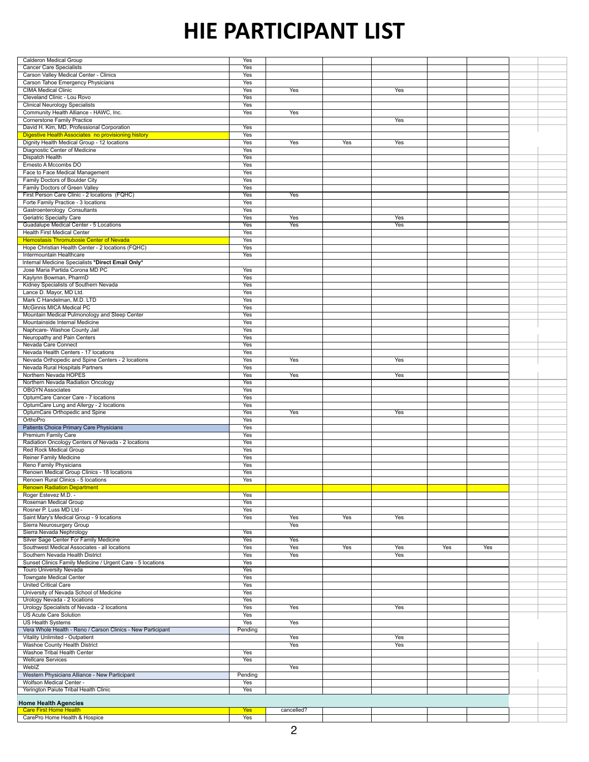# HIE PARTICIPANT LIST

| | | | | | | | | |
|---|---|---|---|---|---|---|---|---|
| Calderon Medical Group | Yes | | | | | | | |
| Cancer Care Specialists | Yes | | | | | | | |
| Carson Valley Medical Center - Clinics | Yes | | | | | | | |
| Carson Tahoe Emergency Physicians | Yes | | | | | | | |
| CIMA Medical Clinic | Yes | Yes | | Yes | | | | |
| Cleveland Clinic - Lou Rovo | Yes | | | | | | | |
| Clinical Neurology Specialists | Yes | | | | | | | |
| Community Health Alliance - HAWC, Inc. | Yes | Yes | | | | | | |
| Cornerstone Family Practice | | | | Yes | | | | |
| David H. Kim, MD, Professional Corporation | Yes | | | | | | | |
| Digestive Health Associates no provisioning history | Yes | | | | | | | |
| Dignity Health Medical Group - 12 locations | Yes | Yes | Yes | Yes | | | | |
| Diagnostic Center of Medicine | Yes | | | | | | | |
| Dispatch Health | Yes | | | | | | | |
| Ernesto A Mccombs DO | Yes | | | | | | | |
| Face to Face Medical Management | Yes | | | | | | | |
| Family Doctors of Boulder City | Yes | | | | | | | |
| Family Doctors of Green Valley | Yes | | | | | | | |
| First Person Care Clinic - 2 locations (FQHC) | Yes | Yes | | | | | | |
| Forte Family Practice - 3 locations | Yes | | | | | | | |
| Gastroenterology Consultants | Yes | | | | | | | |
| Geriatric Specialty Care | Yes | Yes | | Yes | | | | |
| Guadalupe Medical Center - 5 Locations | Yes | Yes | | Yes | | | | |
| Health First Medical Center | Yes | | | | | | | |
| Hemostasis Thrombuosie Center of Nevada | Yes | | | | | | | |
| Hope Christian Health Center - 2 locations (FQHC) | Yes | | | | | | | |
| Intermountain Healthcare | Yes | | | | | | | |
| Internal Medicine Specialists **\*Direct Email Only\*** | | | | | | | | |
| Jose Maria Partida Corona MD PC | Yes | | | | | | | |
| Kaylynn Bowman, PharmD | Yes | | | | | | | |
| Kidney Specialists of Southern Nevada | Yes | | | | | | | |
| Lance D. Mayor, MD Ltd. | Yes | | | | | | | |
| Mark C Handelman, M.D. LTD | Yes | | | | | | | |
| McGinnis MICA Medical PC | Yes | | | | | | | |
| Mountain Medical Pulmonology and Sleep Center | Yes | | | | | | | |
| Mountainside Internal Medicine | Yes | | | | | | | |
| Naphcare- Washoe County Jail | Yes | | | | | | | |
| Neuropathy and Pain Centers | Yes | | | | | | | |
| Nevada Care Connect | Yes | | | | | | | |
| Nevada Health Centers - 17 locations | Yes | | | | | | | |
| Nevada Orthopedic and Spine Centers - 2 locations | Yes | Yes | | Yes | | | | |
| Nevada Rural Hospitals Partners | Yes | | | | | | | |
| Northern Nevada HOPES | Yes | Yes | | Yes | | | | |
| Northern Nevada Radiation Oncology | Yes | | | | | | | |
| OBGYN Associates | Yes | | | | | | | |
| OptumCare Cancer Care - 7 locations | Yes | | | | | | | |
| OptumCare Lung and Allergy - 2 locations | Yes | | | | | | | |
| OptumCare Orthopedic and Spine | Yes | Yes | | Yes | | | | |
| OrthoPro | Yes | | | | | | | |
| Patients Choice Primary Care Physicians | Yes | | | | | | | |
| Premium Family Care | Yes | | | | | | | |
| Radiation Oncology Centers of Nevada - 2 locations | Yes | | | | | | | |
| Red Rock Medical Group | Yes | | | | | | | |
| Reiner Family Medicine | Yes | | | | | | | |
| Reno Family Physicians | Yes | | | | | | | |
| Renown Medical Group Clinics - 18 locations | Yes | | | | | | | |
| Renown Rural Clinics - 5 locations | Yes | | | | | | | |
| Renown Radiation Department | | | | | | | | |
| Roger Estevez M.D. - | Yes | | | | | | | |
| Roseman Medical Group | Yes | | | | | | | |
| Rosner P. Luss MD Ltd - | Yes | | | | | | | |
| Saint Mary's Medical Group - 9 locations | Yes | Yes | Yes | Yes | | | | |
| Sierra Neurosurgery Group | | Yes | | | | | | |
| Sierra Nevada Nephrology | Yes | | | | | | | |
| Silver Sage Center For Family Medicine | Yes | Yes | | | | | | |
| Southwest Medical Associates - all locations | Yes | Yes | Yes | Yes | Yes | Yes | | |
| Southern Nevada Health District | Yes | Yes | | Yes | | | | |
| Sunset Clinics Family Medicine / Urgent Care - 5 locations | Yes | | | | | | | |
| Touro University Nevada | Yes | | | | | | | |
| Towngate Medical Center | Yes | | | | | | | |
| United Critical Care | Yes | | | | | | | |
| University of Nevada School of Medicine | Yes | | | | | | | |
| Urology Nevada - 2 locations | Yes | | | | | | | |
| Urology Specialists of Nevada - 2 locations | Yes | Yes | | Yes | | | | |
| US Acute Care Solution | Yes | | | | | | | |
| US Health Systems | Yes | Yes | | | | | | |
| Vera Whole Health - Reno / Carson Clinics - New Participant | Pending | | | | | | | |
| Vitality Unlimited - Outpatient | | Yes | | Yes | | | | |
| Washoe County Health District | | Yes | | Yes | | | | |
| Washoe Tribal Health Center | Yes | | | | | | | |
| Wellcare Services | Yes | | | | | | | |
| WebIZ | | Yes | | | | | | |
| Western Physicians Alliance - New Participant | Pending | | | | | | | |
| Wolfson Medical Center - | Yes | | | | | | | |
| Yerington Paiute Tribal Health Clinic | Yes | | | | | | | |
| **Home Health Agencies** | | | | | | | | |
| Care First Home Health | Yes | cancelled? | | | | | | |
| CarePro Home Health & Hospice | Yes | | | | | | | |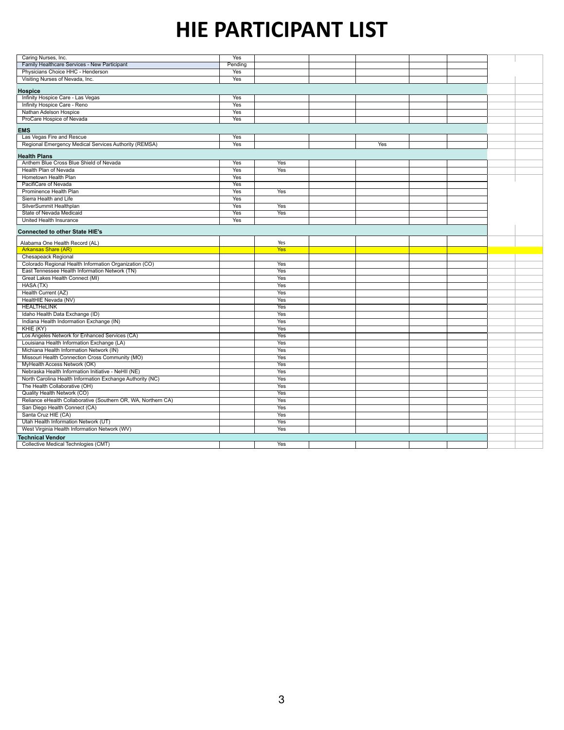# HIE PARTICIPANT LIST

| | | | | | | |
|---|---|---|---|---|---|---|
| Caring Nurses, Inc. | Yes | | | | | |
| Family Healthcare Services - New Participant | Pending | | | | | |
| Physicians Choice HHC - Henderson | Yes | | | | | |
| Visiting Nurses of Nevada, Inc. | Yes | | | | | |
| **Hospice** | | | | | | |
| Infinity Hospice Care - Las Vegas | Yes | | | | | |
| Infinity Hospice Care - Reno | Yes | | | | | |
| Nathan Adelson Hospice | Yes | | | | | |
| ProCare Hospice of Nevada | Yes | | | | | |
| **EMS** | | | | | | |
| Las Vegas Fire and Rescue | Yes | | | | | |
| Regional Emergency Medical Services Authority (REMSA) | Yes | | | Yes | | |
| **Health Plans** | | | | | | |
| Anthem Blue Cross Blue Shield of Nevada | Yes | Yes | | | | |
| Health Plan of Nevada | Yes | Yes | | | | |
| Hometown Health Plan | Yes | | | | | |
| PacifiCare of Nevada | Yes | | | | | |
| Prominence Health Plan | Yes | Yes | | | | |
| Sierra Health and Life | Yes | | | | | |
| SilverSummit Healthplan | Yes | Yes | | | | |
| State of Nevada Medicaid | Yes | Yes | | | | |
| United Health Insurance | Yes | | | | | |
| **Connected to other State HIE's** | | | | | | |
| Alabama One Health Record (AL) | | Yes | | | | |
| Arkansas Share (AR) | | Yes | | | | |
| Chesapeack Regional | | | | | | |
| Colorado Regional Health Information Organization (CO) | | Yes | | | | |
| East Tennessee Health Information Network (TN) | | Yes | | | | |
| Great Lakes Health Connect (MI) | | Yes | | | | |
| HASA (TX) | | Yes | | | | |
| Health Current (AZ) | | Yes | | | | |
| HealtHIE Nevada (NV) | | Yes | | | | |
| HEALTHeLINK | | Yes | | | | |
| Idaho Health Data Exchange (ID) | | Yes | | | | |
| Indiana Health Indormation Exchange (IN) | | Yes | | | | |
| KHIE (KY) | | Yes | | | | |
| Los Angeles Network for Enhanced Services (CA) | | Yes | | | | |
| Louisiana Health Information Exchange (LA) | | Yes | | | | |
| Michiana Health Information Network (IN) | | Yes | | | | |
| Missouri Health Connection Cross Community (MO) | | Yes | | | | |
| MyHealth Access Network (OK) | | Yes | | | | |
| Nebraska Health Information Initiative - NeHII (NE) | | Yes | | | | |
| North Carolina Health Information Exchange Authority (NC) | | Yes | | | | |
| The Health Collaborative (OH) | | Yes | | | | |
| Quality Health Network (CO) | | Yes | | | | |
| Reliance eHealth Collaborative (Southern OR, WA, Northern CA) | | Yes | | | | |
| San Diego Health Connect (CA) | | Yes | | | | |
| Santa Cruz HIE (CA) | | Yes | | | | |
| Utah Health Information Network (UT) | | Yes | | | | |
| West Virginia Health Information Network (WV) | | Yes | | | | |
| **Technical Vendor** | | | | | | |
| Collective Medical Technlogies (CMT) | | Yes | | | | |